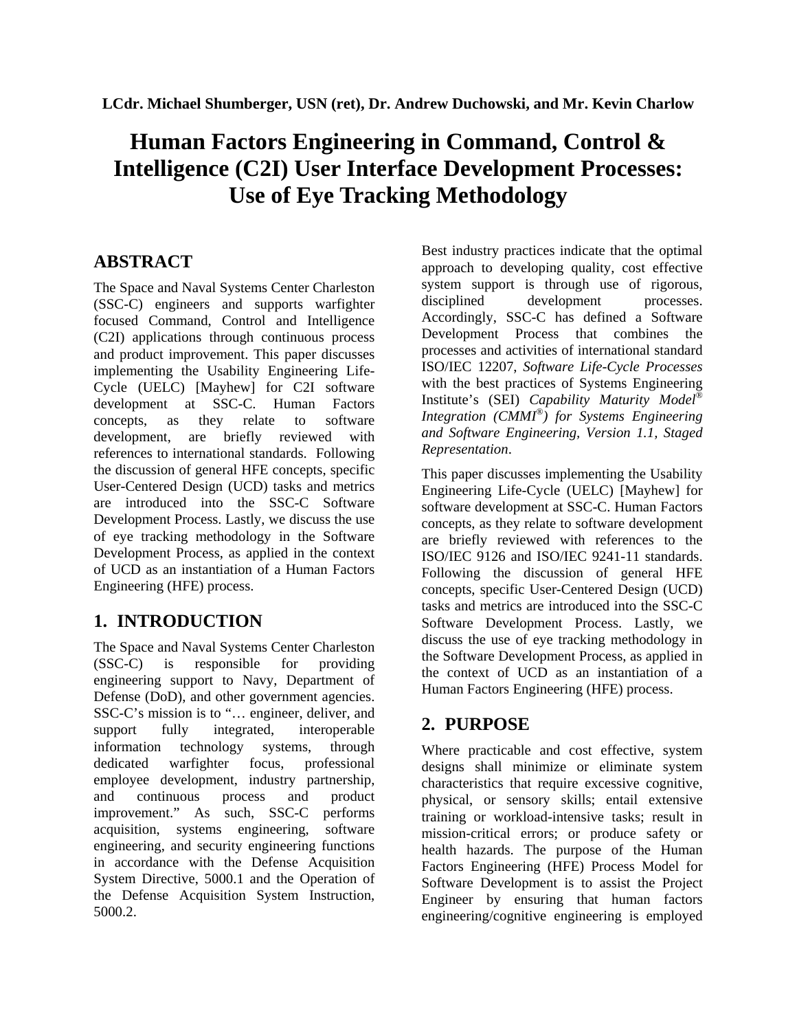**LCdr. Michael Shumberger, USN (ret), Dr. Andrew Duchowski, and Mr. Kevin Charlow**

# Human Factors Engineering in Command, Control & Intelligence (C2I) User Interface Development Processes: Use of Eye Tracking Methodology

## ABSTRACT

The Space and Naval Systems Center Charleston (SSC-C) engineers and supports warfighter focused Command, Control and Intelligence (C2I) applications through continuous process and product improvement. This paper discusses implementing the Usability Engineering Life-Cycle (UELC) [Mayhew] for C2I software development at SSC-C. Human Factors concepts, as they relate to software development, are briefly reviewed with references to international standards. Following the discussion of general HFE concepts, specific User-Centered Design (UCD) tasks and metrics are introduced into the SSC-C Software Development Process. Lastly, we discuss the use of eye tracking methodology in the Software Development Process, as applied in the context of UCD as an instantiation of a Human Factors Engineering (HFE) process.

## 1. INTRODUCTION

The Space and Naval Systems Center Charleston (SSC-C) is responsible for providing engineering support to Navy, Department of Defense (DoD), and other government agencies. SSC-C's mission is to "… engineer, deliver, and support fully integrated, interoperable information technology systems, through dedicated warfighter focus, professional employee development, industry partnership, and continuous process and product improvement." As such, SSC-C performs acquisition, systems engineering, software engineering, and security engineering functions in accordance with the Defense Acquisition System Directive, 5000.1 and the Operation of the Defense Acquisition System Instruction, 5000.2.

Best industry practices indicate that the optimal approach to developing quality, cost effective system support is through use of rigorous, disciplined development processes. Accordingly, SSC-C has defined a Software Development Process that combines the processes and activities of international standard ISO/IEC 12207, *Software Life-Cycle Processes* with the best practices of Systems Engineering Institute's (SEI) *Capability Maturity Model® Integration (CMMI®) for Systems Engineering and Software Engineering, Version 1.1, Staged Representation*.

This paper discusses implementing the Usability Engineering Life-Cycle (UELC) [Mayhew] for software development at SSC-C. Human Factors concepts, as they relate to software development are briefly reviewed with references to the ISO/IEC 9126 and ISO/IEC 9241-11 standards. Following the discussion of general HFE concepts, specific User-Centered Design (UCD) tasks and metrics are introduced into the SSC-C Software Development Process. Lastly, we discuss the use of eye tracking methodology in the Software Development Process, as applied in the context of UCD as an instantiation of a Human Factors Engineering (HFE) process.

## 2. PURPOSE

Where practicable and cost effective, system designs shall minimize or eliminate system characteristics that require excessive cognitive, physical, or sensory skills; entail extensive training or workload-intensive tasks; result in mission-critical errors; or produce safety or health hazards. The purpose of the Human Factors Engineering (HFE) Process Model for Software Development is to assist the Project Engineer by ensuring that human factors engineering/cognitive engineering is employed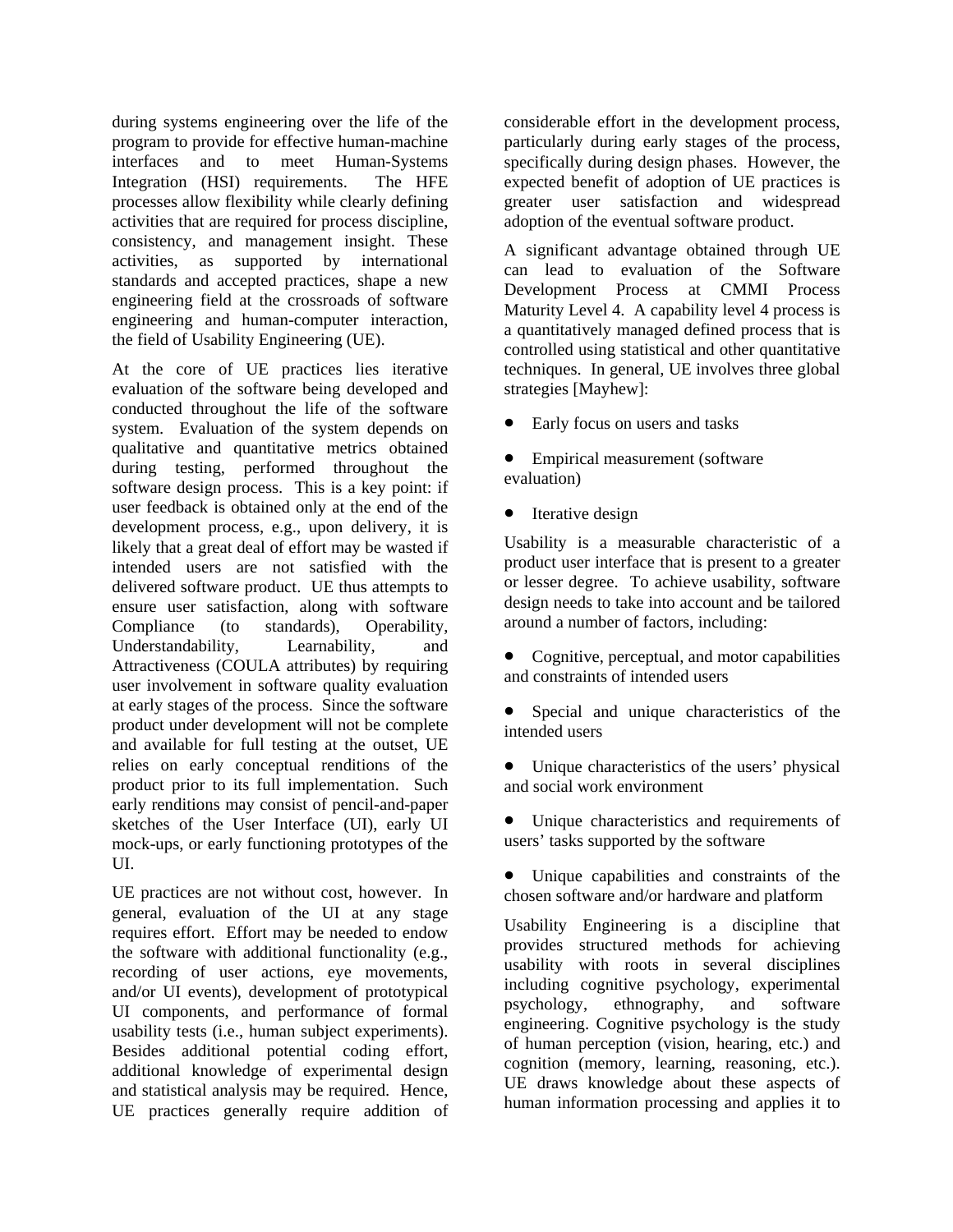during systems engineering over the life of the program to provide for effective human-machine interfaces and to meet Human-Systems Integration (HSI) requirements. The HFE processes allow flexibility while clearly defining activities that are required for process discipline, consistency, and management insight. These activities, as supported by international standards and accepted practices, shape a new engineering field at the crossroads of software engineering and human-computer interaction, the field of Usability Engineering (UE).

At the core of UE practices lies iterative evaluation of the software being developed and conducted throughout the life of the software system. Evaluation of the system depends on qualitative and quantitative metrics obtained during testing, performed throughout the software design process. This is a key point: if user feedback is obtained only at the end of the development process, e.g., upon delivery, it is likely that a great deal of effort may be wasted if intended users are not satisfied with the delivered software product. UE thus attempts to ensure user satisfaction, along with software Compliance (to standards), Operability, Understandability, Learnability, and Attractiveness (COULA attributes) by requiring user involvement in software quality evaluation at early stages of the process. Since the software product under development will not be complete and available for full testing at the outset, UE relies on early conceptual renditions of the product prior to its full implementation. Such early renditions may consist of pencil-and-paper sketches of the User Interface (UI), early UI mock-ups, or early functioning prototypes of the UI.

UE practices are not without cost, however. In general, evaluation of the UI at any stage requires effort. Effort may be needed to endow the software with additional functionality (e.g., recording of user actions, eye movements, and/or UI events), development of prototypical UI components, and performance of formal usability tests (i.e., human subject experiments). Besides additional potential coding effort, additional knowledge of experimental design and statistical analysis may be required. Hence, UE practices generally require addition of considerable effort in the development process, particularly during early stages of the process, specifically during design phases. However, the expected benefit of adoption of UE practices is greater user satisfaction and widespread adoption of the eventual software product.

A significant advantage obtained through UE can lead to evaluation of the Software Development Process at CMMI Process Maturity Level 4. A capability level 4 process is a quantitatively managed defined process that is controlled using statistical and other quantitative techniques. In general, UE involves three global strategies [Mayhew]:

- Early focus on users and tasks
- Empirical measurement (software evaluation)
- Iterative design

Usability is a measurable characteristic of a product user interface that is present to a greater or lesser degree. To achieve usability, software design needs to take into account and be tailored around a number of factors, including:

- Cognitive, perceptual, and motor capabilities and constraints of intended users
- Special and unique characteristics of the intended users
- Unique characteristics of the users' physical and social work environment
- Unique characteristics and requirements of users' tasks supported by the software
- Unique capabilities and constraints of the chosen software and/or hardware and platform

Usability Engineering is a discipline that provides structured methods for achieving usability with roots in several disciplines including cognitive psychology, experimental psychology, ethnography, and software engineering. Cognitive psychology is the study of human perception (vision, hearing, etc.) and cognition (memory, learning, reasoning, etc.). UE draws knowledge about these aspects of human information processing and applies it to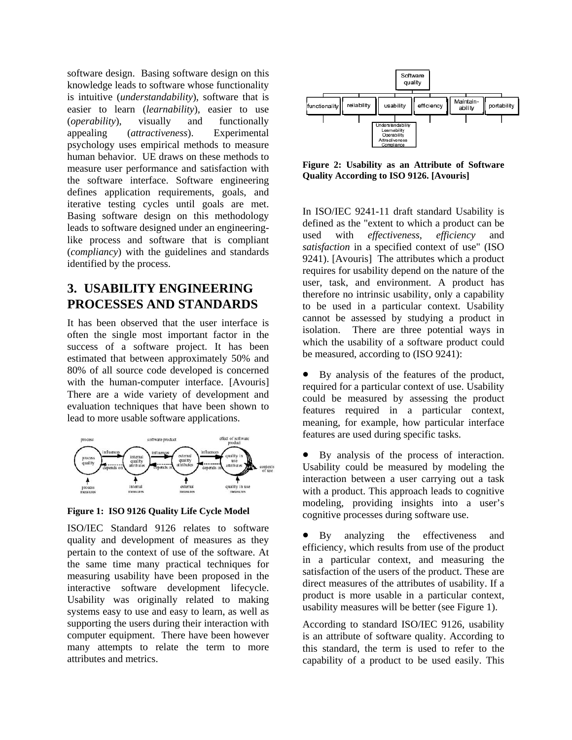software design. Basing software design on this knowledge leads to software whose functionality is intuitive (*understandability*), software that is easier to learn (*learnability*), easier to use (*operability*), visually and functionally appealing (*attractiveness*). Experimental psychology uses empirical methods to measure human behavior. UE draws on these methods to measure user performance and satisfaction with the software interface. Software engineering defines application requirements, goals, and iterative testing cycles until goals are met. Basing software design on this methodology leads to software designed under an engineering-like process and software that is compliant (*compliancy*) with the guidelines and standards identified by the process.

## 3. USABILITY ENGINEERING PROCESSES AND STANDARDS

It has been observed that the user interface is often the single most important factor in the success of a software project. It has been estimated that between approximately 50% and 80% of all source code developed is concerned with the human-computer interface. [Avouris] There are a wide variety of development and evaluation techniques that have been shown to lead to more usable software applications.

**Figure 1: ISO 9126 Quality Life Cycle Model**

ISO/IEC Standard 9126 relates to software quality and development of measures as they pertain to the context of use of the software. At the same time many practical techniques for measuring usability have been proposed in the interactive software development lifecycle. Usability was originally related to making systems easy to use and easy to learn, as well as supporting the users during their interaction with computer equipment. There have been however many attempts to relate the term to more attributes and metrics.

**Figure 2: Usability as an Attribute of Software Quality According to ISO 9126. [Avouris]**

In ISO/IEC 9241-11 draft standard Usability is defined as the "extent to which a product can be used with *effectiveness*, *efficiency* and *satisfaction* in a specified context of use" (ISO 9241). [Avouris] The attributes which a product requires for usability depend on the nature of the user, task, and environment. A product has therefore no intrinsic usability, only a capability to be used in a particular context. Usability cannot be assessed by studying a product in isolation. There are three potential ways in which the usability of a software product could be measured, according to (ISO 9241):

- By analysis of the features of the product, required for a particular context of use. Usability could be measured by assessing the product features required in a particular context, meaning, for example, how particular interface features are used during specific tasks.

- By analysis of the process of interaction. Usability could be measured by modeling the interaction between a user carrying out a task with a product. This approach leads to cognitive modeling, providing insights into a user's cognitive processes during software use.

- By analyzing the effectiveness and efficiency, which results from use of the product in a particular context, and measuring the satisfaction of the users of the product. These are direct measures of the attributes of usability. If a product is more usable in a particular context, usability measures will be better (see Figure 1).

According to standard ISO/IEC 9126, usability is an attribute of software quality. According to this standard, the term is used to refer to the capability of a product to be used easily. This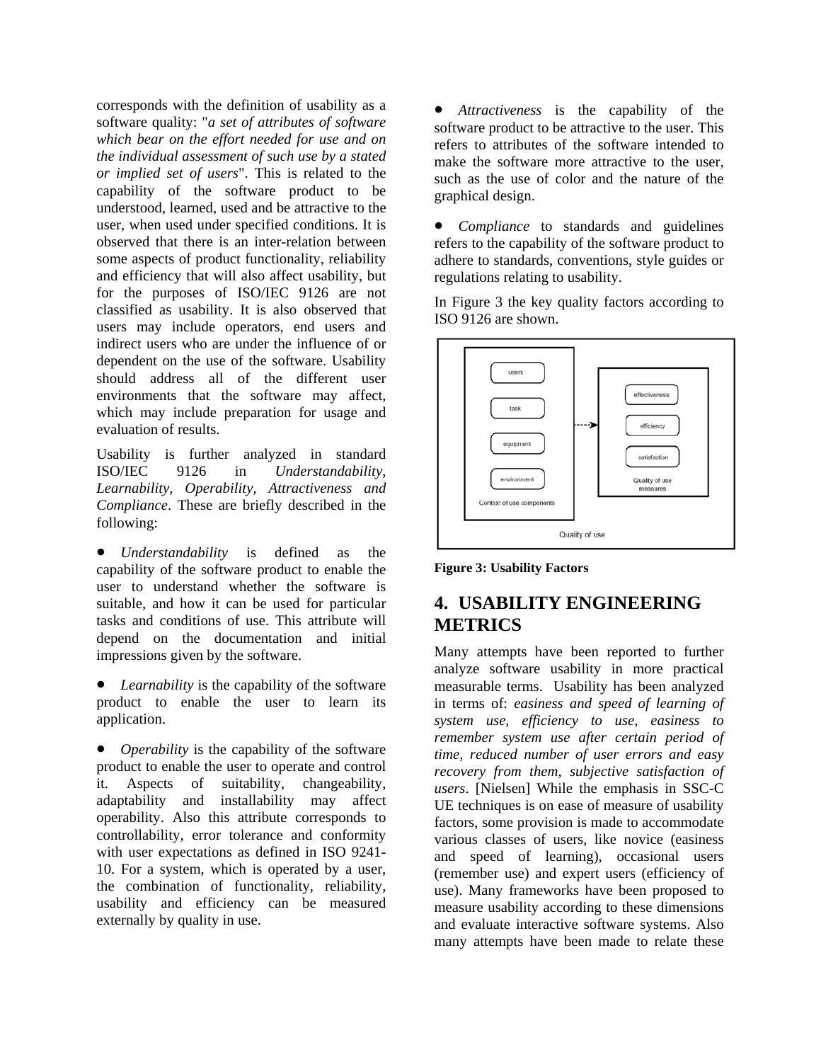corresponds with the definition of usability as a software quality: "*a set of attributes of software which bear on the effort needed for use and on the individual assessment of such use by a stated or implied set of users*". This is related to the capability of the software product to be understood, learned, used and be attractive to the user, when used under specified conditions. It is observed that there is an inter-relation between some aspects of product functionality, reliability and efficiency that will also affect usability, but for the purposes of ISO/IEC 9126 are not classified as usability. It is also observed that users may include operators, end users and indirect users who are under the influence of or dependent on the use of the software. Usability should address all of the different user environments that the software may affect, which may include preparation for usage and evaluation of results.

Usability is further analyzed in standard ISO/IEC 9126 in *Understandability, Learnability, Operability, Attractiveness and Compliance*. These are briefly described in the following:

- *Understandability* is defined as the capability of the software product to enable the user to understand whether the software is suitable, and how it can be used for particular tasks and conditions of use. This attribute will depend on the documentation and initial impressions given by the software.

- *Learnability* is the capability of the software product to enable the user to learn its application.

- *Operability* is the capability of the software product to enable the user to operate and control it. Aspects of suitability, changeability, adaptability and installability may affect operability. Also this attribute corresponds to controllability, error tolerance and conformity with user expectations as defined in ISO 9241-10. For a system, which is operated by a user, the combination of functionality, reliability, usability and efficiency can be measured externally by quality in use.

- *Attractiveness* is the capability of the software product to be attractive to the user. This refers to attributes of the software intended to make the software more attractive to the user, such as the use of color and the nature of the graphical design.

- *Compliance* to standards and guidelines refers to the capability of the software product to adhere to standards, conventions, style guides or regulations relating to usability.

In Figure 3 the key quality factors according to ISO 9126 are shown.

**Figure 3: Usability Factors**

## 4. USABILITY ENGINEERING METRICS

Many attempts have been reported to further analyze software usability in more practical measurable terms. Usability has been analyzed in terms of: *easiness and speed of learning of system use, efficiency to use, easiness to remember system use after certain period of time, reduced number of user errors and easy recovery from them, subjective satisfaction of users*. [Nielsen] While the emphasis in SSC-C UE techniques is on ease of measure of usability factors, some provision is made to accommodate various classes of users, like novice (easiness and speed of learning), occasional users (remember use) and expert users (efficiency of use). Many frameworks have been proposed to measure usability according to these dimensions and evaluate interactive software systems. Also many attempts have been made to relate these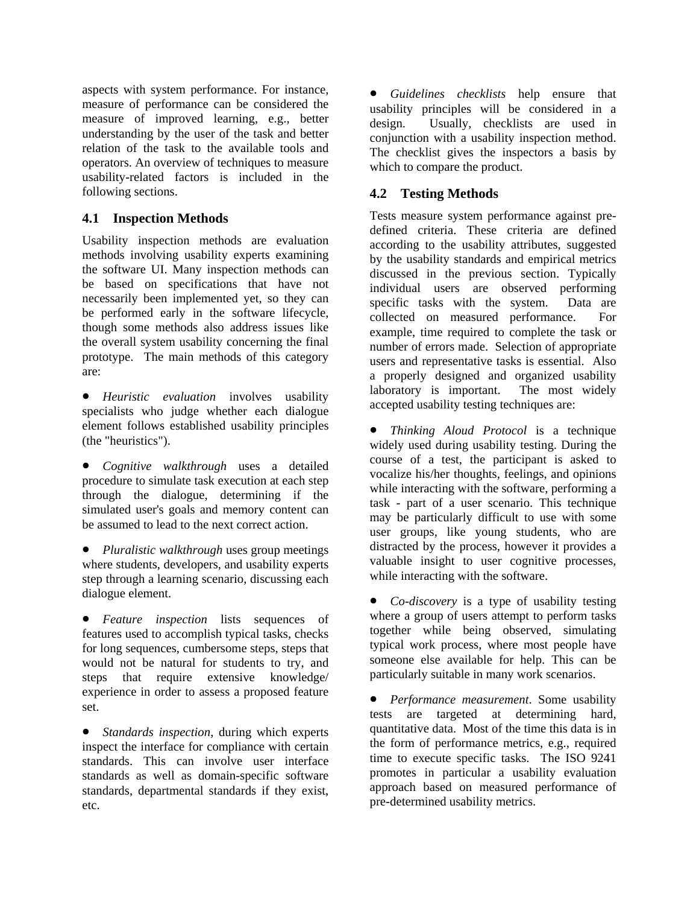aspects with system performance. For instance, measure of performance can be considered the measure of improved learning, e.g., better understanding by the user of the task and better relation of the task to the available tools and operators. An overview of techniques to measure usability-related factors is included in the following sections.

## 4.1 Inspection Methods

Usability inspection methods are evaluation methods involving usability experts examining the software UI. Many inspection methods can be based on specifications that have not necessarily been implemented yet, so they can be performed early in the software lifecycle, though some methods also address issues like the overall system usability concerning the final prototype. The main methods of this category are:

- *Heuristic evaluation* involves usability specialists who judge whether each dialogue element follows established usability principles (the "heuristics").

- *Cognitive walkthrough* uses a detailed procedure to simulate task execution at each step through the dialogue, determining if the simulated user's goals and memory content can be assumed to lead to the next correct action.

- *Pluralistic walkthrough* uses group meetings where students, developers, and usability experts step through a learning scenario, discussing each dialogue element.

- *Feature inspection* lists sequences of features used to accomplish typical tasks, checks for long sequences, cumbersome steps, steps that would not be natural for students to try, and steps that require extensive knowledge/ experience in order to assess a proposed feature set.

- *Standards inspection*, during which experts inspect the interface for compliance with certain standards. This can involve user interface standards as well as domain-specific software standards, departmental standards if they exist, etc.

- *Guidelines checklists* help ensure that usability principles will be considered in a design. Usually, checklists are used in conjunction with a usability inspection method. The checklist gives the inspectors a basis by which to compare the product.

## 4.2 Testing Methods

Tests measure system performance against pre-defined criteria. These criteria are defined according to the usability attributes, suggested by the usability standards and empirical metrics discussed in the previous section. Typically individual users are observed performing specific tasks with the system. Data are collected on measured performance. For example, time required to complete the task or number of errors made. Selection of appropriate users and representative tasks is essential. Also a properly designed and organized usability laboratory is important. The most widely accepted usability testing techniques are:

- *Thinking Aloud Protocol* is a technique widely used during usability testing. During the course of a test, the participant is asked to vocalize his/her thoughts, feelings, and opinions while interacting with the software, performing a task - part of a user scenario. This technique may be particularly difficult to use with some user groups, like young students, who are distracted by the process, however it provides a valuable insight to user cognitive processes, while interacting with the software.

- *Co-discovery* is a type of usability testing where a group of users attempt to perform tasks together while being observed, simulating typical work process, where most people have someone else available for help. This can be particularly suitable in many work scenarios.

- *Performance measurement*. Some usability tests are targeted at determining hard, quantitative data. Most of the time this data is in the form of performance metrics, e.g., required time to execute specific tasks. The ISO 9241 promotes in particular a usability evaluation approach based on measured performance of pre-determined usability metrics.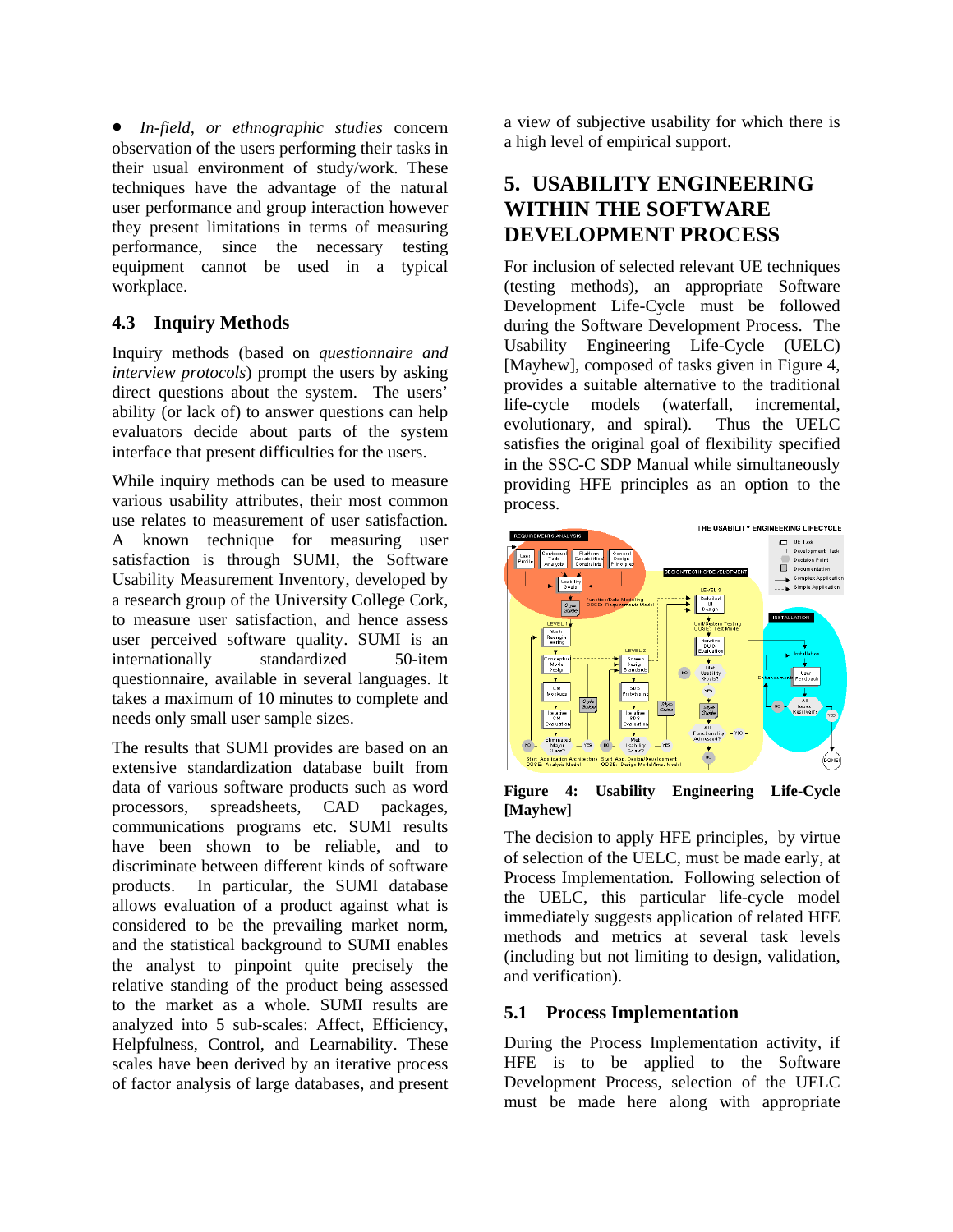- *In-field, or ethnographic studies* concern observation of the users performing their tasks in their usual environment of study/work. These techniques have the advantage of the natural user performance and group interaction however they present limitations in terms of measuring performance, since the necessary testing equipment cannot be used in a typical workplace.

### 4.3 Inquiry Methods

Inquiry methods (based on *questionnaire and interview protocols*) prompt the users by asking direct questions about the system. The users' ability (or lack of) to answer questions can help evaluators decide about parts of the system interface that present difficulties for the users.

While inquiry methods can be used to measure various usability attributes, their most common use relates to measurement of user satisfaction. A known technique for measuring user satisfaction is through SUMI, the Software Usability Measurement Inventory, developed by a research group of the University College Cork, to measure user satisfaction, and hence assess user perceived software quality. SUMI is an internationally standardized 50-item questionnaire, available in several languages. It takes a maximum of 10 minutes to complete and needs only small user sample sizes.

The results that SUMI provides are based on an extensive standardization database built from data of various software products such as word processors, spreadsheets, CAD packages, communications programs etc. SUMI results have been shown to be reliable, and to discriminate between different kinds of software products. In particular, the SUMI database allows evaluation of a product against what is considered to be the prevailing market norm, and the statistical background to SUMI enables the analyst to pinpoint quite precisely the relative standing of the product being assessed to the market as a whole. SUMI results are analyzed into 5 sub-scales: Affect, Efficiency, Helpfulness, Control, and Learnability. These scales have been derived by an iterative process of factor analysis of large databases, and present a view of subjective usability for which there is a high level of empirical support.

## 5. USABILITY ENGINEERING WITHIN THE SOFTWARE DEVELOPMENT PROCESS

For inclusion of selected relevant UE techniques (testing methods), an appropriate Software Development Life-Cycle must be followed during the Software Development Process. The Usability Engineering Life-Cycle (UELC) [Mayhew], composed of tasks given in Figure 4, provides a suitable alternative to the traditional life-cycle models (waterfall, incremental, evolutionary, and spiral). Thus the UELC satisfies the original goal of flexibility specified in the SSC-C SDP Manual while simultaneously providing HFE principles as an option to the process.

**Figure 4: Usability Engineering Life-Cycle [Mayhew]**

The decision to apply HFE principles, by virtue of selection of the UELC, must be made early, at Process Implementation. Following selection of the UELC, this particular life-cycle model immediately suggests application of related HFE methods and metrics at several task levels (including but not limiting to design, validation, and verification).

### 5.1 Process Implementation

During the Process Implementation activity, if HFE is to be applied to the Software Development Process, selection of the UELC must be made here along with appropriate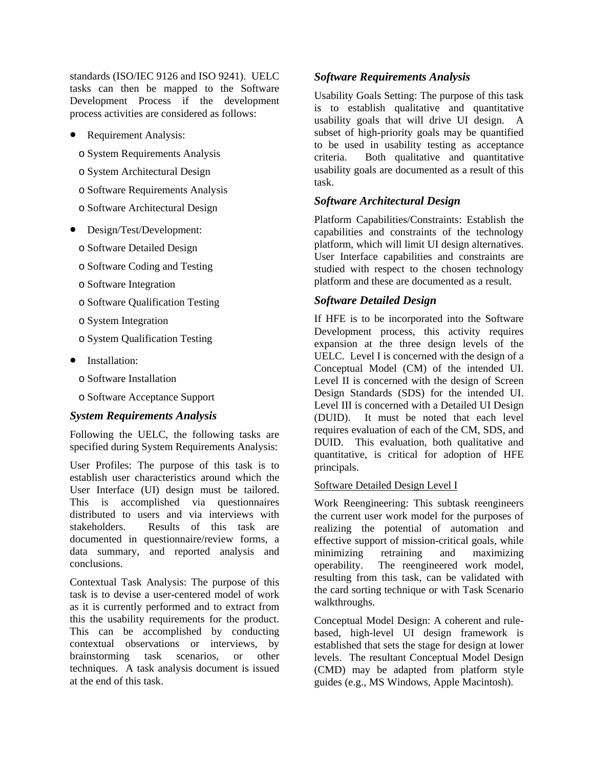standards (ISO/IEC 9126 and ISO 9241). UELC tasks can then be mapped to the Software Development Process if the development process activities are considered as follows:

- Requirement Analysis:
  - System Requirements Analysis
  - System Architectural Design
  - Software Requirements Analysis
  - Software Architectural Design
- Design/Test/Development:
  - Software Detailed Design
  - Software Coding and Testing
  - Software Integration
  - Software Qualification Testing
  - System Integration
  - System Qualification Testing
- Installation:
  - Software Installation
  - Software Acceptance Support

### *System Requirements Analysis*

Following the UELC, the following tasks are specified during System Requirements Analysis:

User Profiles: The purpose of this task is to establish user characteristics around which the User Interface (UI) design must be tailored. This is accomplished via questionnaires distributed to users and via interviews with stakeholders. Results of this task are documented in questionnaire/review forms, a data summary, and reported analysis and conclusions.

Contextual Task Analysis: The purpose of this task is to devise a user-centered model of work as it is currently performed and to extract from this the usability requirements for the product. This can be accomplished by conducting contextual observations or interviews, by brainstorming task scenarios, or other techniques. A task analysis document is issued at the end of this task.

### *Software Requirements Analysis*

Usability Goals Setting: The purpose of this task is to establish qualitative and quantitative usability goals that will drive UI design. A subset of high-priority goals may be quantified to be used in usability testing as acceptance criteria. Both qualitative and quantitative usability goals are documented as a result of this task.

### *Software Architectural Design*

Platform Capabilities/Constraints: Establish the capabilities and constraints of the technology platform, which will limit UI design alternatives. User Interface capabilities and constraints are studied with respect to the chosen technology platform and these are documented as a result.

### *Software Detailed Design*

If HFE is to be incorporated into the Software Development process, this activity requires expansion at the three design levels of the UELC. Level I is concerned with the design of a Conceptual Model (CM) of the intended UI. Level II is concerned with the design of Screen Design Standards (SDS) for the intended UI. Level III is concerned with a Detailed UI Design (DUID). It must be noted that each level requires evaluation of each of the CM, SDS, and DUID. This evaluation, both qualitative and quantitative, is critical for adoption of HFE principals.

<u>Software Detailed Design Level I</u>

Work Reengineering: This subtask reengineers the current user work model for the purposes of realizing the potential of automation and effective support of mission-critical goals, while minimizing retraining and maximizing operability. The reengineered work model, resulting from this task, can be validated with the card sorting technique or with Task Scenario walkthroughs.

Conceptual Model Design: A coherent and rule-based, high-level UI design framework is established that sets the stage for design at lower levels. The resultant Conceptual Model Design (CMD) may be adapted from platform style guides (e.g., MS Windows, Apple Macintosh).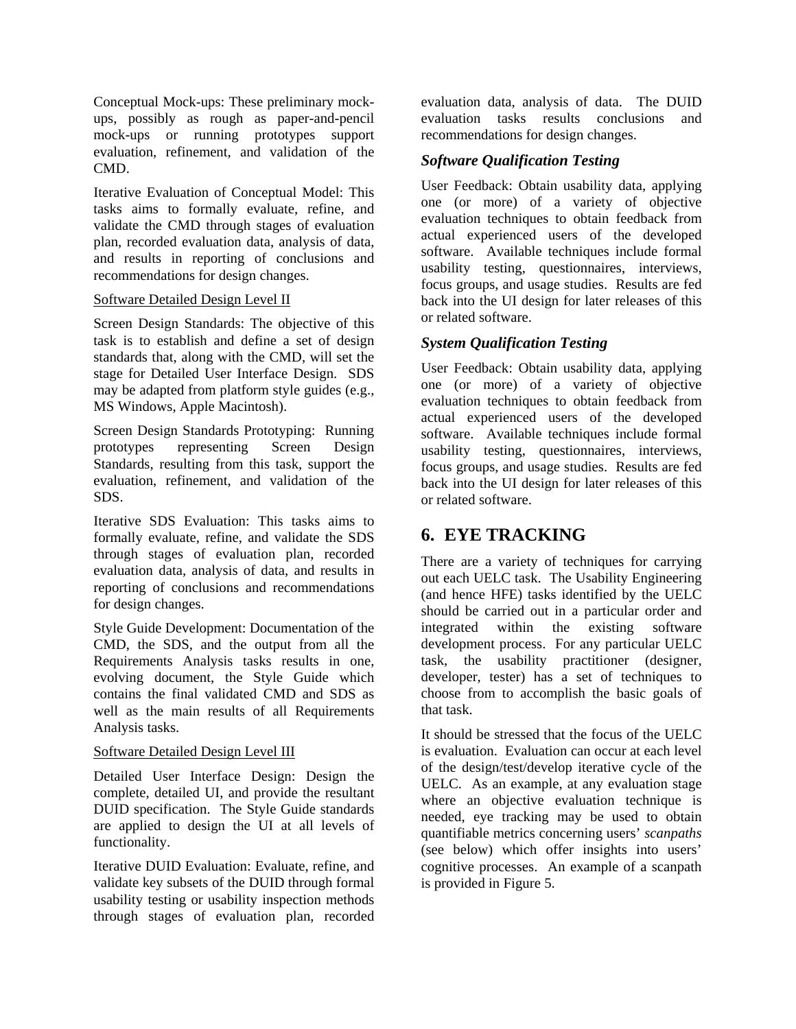Conceptual Mock-ups: These preliminary mock-ups, possibly as rough as paper-and-pencil mock-ups or running prototypes support evaluation, refinement, and validation of the CMD.

Iterative Evaluation of Conceptual Model: This tasks aims to formally evaluate, refine, and validate the CMD through stages of evaluation plan, recorded evaluation data, analysis of data, and results in reporting of conclusions and recommendations for design changes.

<u>Software Detailed Design Level II</u>

Screen Design Standards: The objective of this task is to establish and define a set of design standards that, along with the CMD, will set the stage for Detailed User Interface Design. SDS may be adapted from platform style guides (e.g., MS Windows, Apple Macintosh).

Screen Design Standards Prototyping: Running prototypes representing Screen Design Standards, resulting from this task, support the evaluation, refinement, and validation of the SDS.

Iterative SDS Evaluation: This tasks aims to formally evaluate, refine, and validate the SDS through stages of evaluation plan, recorded evaluation data, analysis of data, and results in reporting of conclusions and recommendations for design changes.

Style Guide Development: Documentation of the CMD, the SDS, and the output from all the Requirements Analysis tasks results in one, evolving document, the Style Guide which contains the final validated CMD and SDS as well as the main results of all Requirements Analysis tasks.

<u>Software Detailed Design Level III</u>

Detailed User Interface Design: Design the complete, detailed UI, and provide the resultant DUID specification. The Style Guide standards are applied to design the UI at all levels of functionality.

Iterative DUID Evaluation: Evaluate, refine, and validate key subsets of the DUID through formal usability testing or usability inspection methods through stages of evaluation plan, recorded evaluation data, analysis of data. The DUID evaluation tasks results conclusions and recommendations for design changes.

### *Software Qualification Testing*

User Feedback: Obtain usability data, applying one (or more) of a variety of objective evaluation techniques to obtain feedback from actual experienced users of the developed software. Available techniques include formal usability testing, questionnaires, interviews, focus groups, and usage studies. Results are fed back into the UI design for later releases of this or related software.

### *System Qualification Testing*

User Feedback: Obtain usability data, applying one (or more) of a variety of objective evaluation techniques to obtain feedback from actual experienced users of the developed software. Available techniques include formal usability testing, questionnaires, interviews, focus groups, and usage studies. Results are fed back into the UI design for later releases of this or related software.

## 6. EYE TRACKING

There are a variety of techniques for carrying out each UELC task. The Usability Engineering (and hence HFE) tasks identified by the UELC should be carried out in a particular order and integrated within the existing software development process. For any particular UELC task, the usability practitioner (designer, developer, tester) has a set of techniques to choose from to accomplish the basic goals of that task.

It should be stressed that the focus of the UELC is evaluation. Evaluation can occur at each level of the design/test/develop iterative cycle of the UELC. As an example, at any evaluation stage where an objective evaluation technique is needed, eye tracking may be used to obtain quantifiable metrics concerning users' *scanpaths* (see below) which offer insights into users' cognitive processes. An example of a scanpath is provided in Figure 5.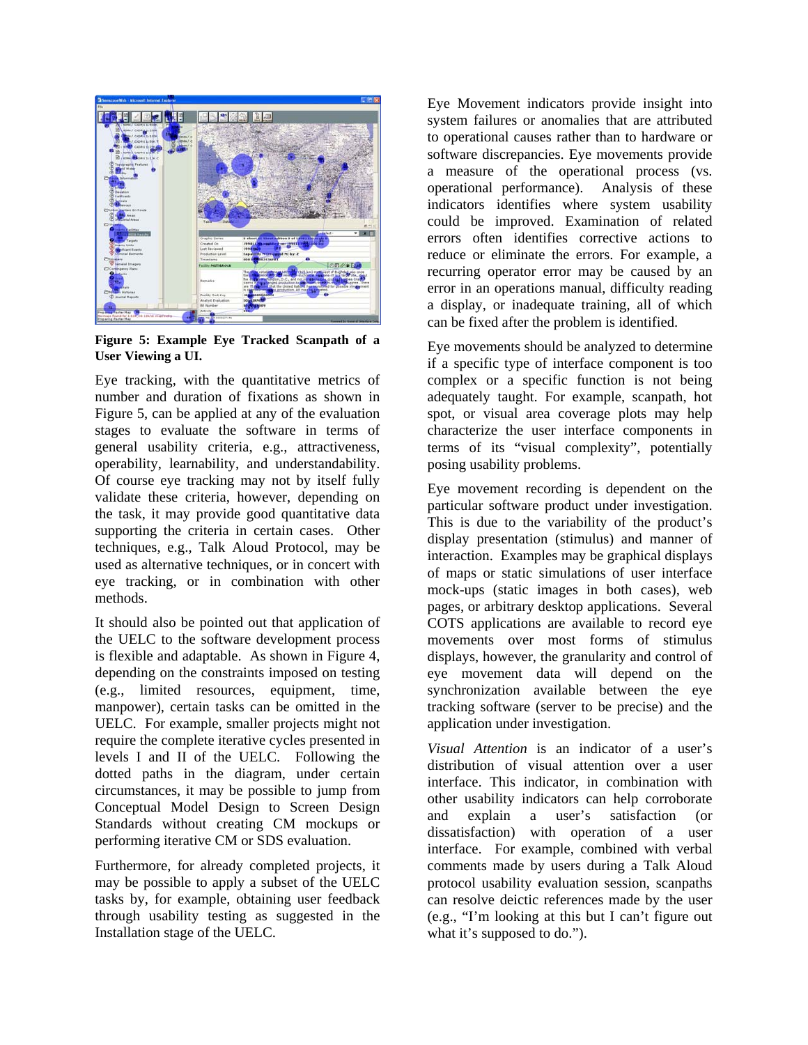**Figure 5: Example Eye Tracked Scanpath of a User Viewing a UI.**

Eye tracking, with the quantitative metrics of number and duration of fixations as shown in Figure 5, can be applied at any of the evaluation stages to evaluate the software in terms of general usability criteria, e.g., attractiveness, operability, learnability, and understandability. Of course eye tracking may not by itself fully validate these criteria, however, depending on the task, it may provide good quantitative data supporting the criteria in certain cases. Other techniques, e.g., Talk Aloud Protocol, may be used as alternative techniques, or in concert with eye tracking, or in combination with other methods.

It should also be pointed out that application of the UELC to the software development process is flexible and adaptable. As shown in Figure 4, depending on the constraints imposed on testing (e.g., limited resources, equipment, time, manpower), certain tasks can be omitted in the UELC. For example, smaller projects might not require the complete iterative cycles presented in levels I and II of the UELC. Following the dotted paths in the diagram, under certain circumstances, it may be possible to jump from Conceptual Model Design to Screen Design Standards without creating CM mockups or performing iterative CM or SDS evaluation.

Furthermore, for already completed projects, it may be possible to apply a subset of the UELC tasks by, for example, obtaining user feedback through usability testing as suggested in the Installation stage of the UELC.

Eye Movement indicators provide insight into system failures or anomalies that are attributed to operational causes rather than to hardware or software discrepancies. Eye movements provide a measure of the operational process (vs. operational performance). Analysis of these indicators identifies where system usability could be improved. Examination of related errors often identifies corrective actions to reduce or eliminate the errors. For example, a recurring operator error may be caused by an error in an operations manual, difficulty reading a display, or inadequate training, all of which can be fixed after the problem is identified.

Eye movements should be analyzed to determine if a specific type of interface component is too complex or a specific function is not being adequately taught. For example, scanpath, hot spot, or visual area coverage plots may help characterize the user interface components in terms of its "visual complexity", potentially posing usability problems.

Eye movement recording is dependent on the particular software product under investigation. This is due to the variability of the product's display presentation (stimulus) and manner of interaction. Examples may be graphical displays of maps or static simulations of user interface mock-ups (static images in both cases), web pages, or arbitrary desktop applications. Several COTS applications are available to record eye movements over most forms of stimulus displays, however, the granularity and control of eye movement data will depend on the synchronization available between the eye tracking software (server to be precise) and the application under investigation.

*Visual Attention* is an indicator of a user's distribution of visual attention over a user interface. This indicator, in combination with other usability indicators can help corroborate and explain a user's satisfaction (or dissatisfaction) with operation of a user interface. For example, combined with verbal comments made by users during a Talk Aloud protocol usability evaluation session, scanpaths can resolve deictic references made by the user (e.g., "I'm looking at this but I can't figure out what it's supposed to do.").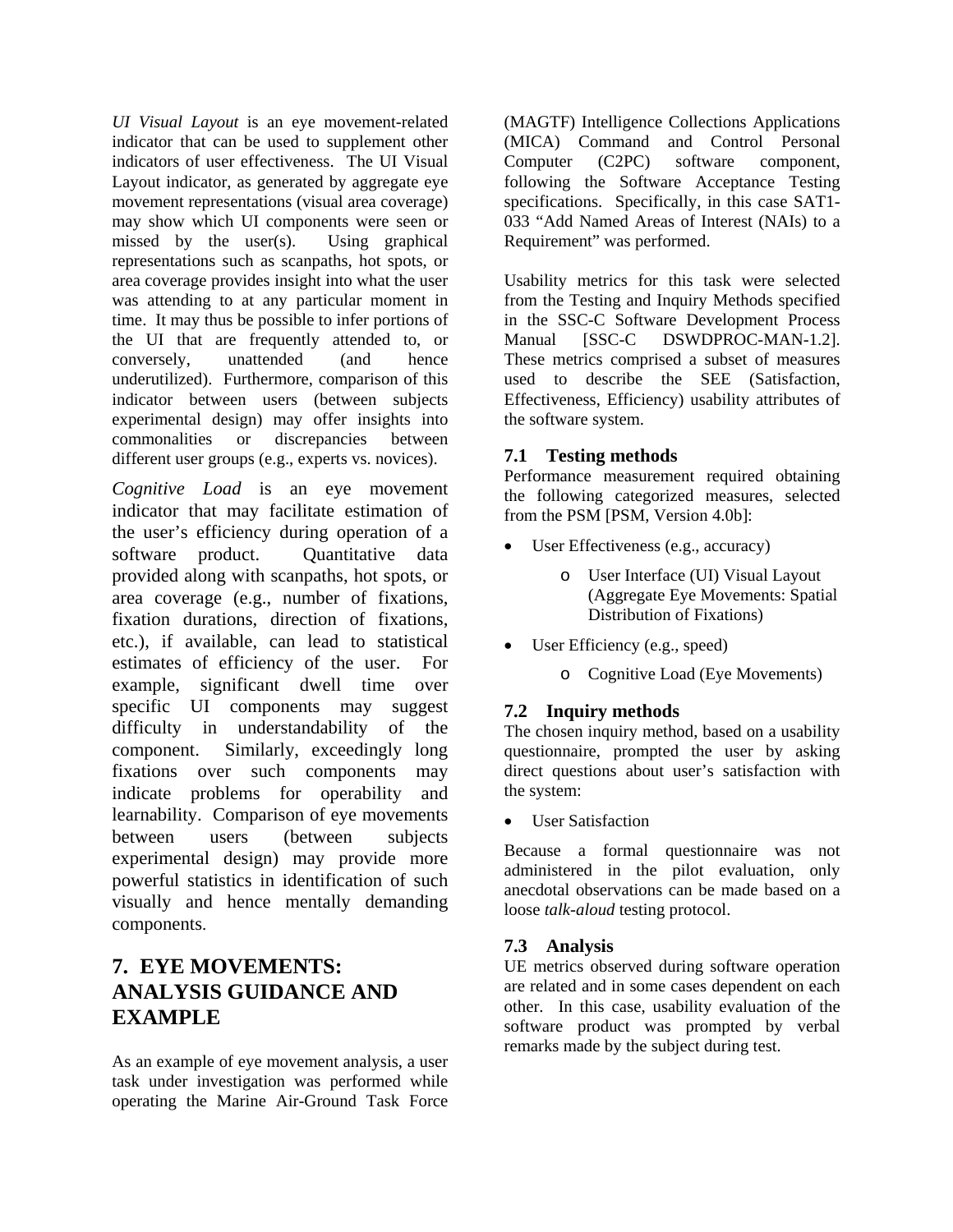*UI Visual Layout* is an eye movement-related indicator that can be used to supplement other indicators of user effectiveness. The UI Visual Layout indicator, as generated by aggregate eye movement representations (visual area coverage) may show which UI components were seen or missed by the user(s). Using graphical representations such as scanpaths, hot spots, or area coverage provides insight into what the user was attending to at any particular moment in time. It may thus be possible to infer portions of the UI that are frequently attended to, or conversely, unattended (and hence underutilized). Furthermore, comparison of this indicator between users (between subjects experimental design) may offer insights into commonalities or discrepancies between different user groups (e.g., experts vs. novices).

*Cognitive Load* is an eye movement indicator that may facilitate estimation of the user's efficiency during operation of a software product. Quantitative data provided along with scanpaths, hot spots, or area coverage (e.g., number of fixations, fixation durations, direction of fixations, etc.), if available, can lead to statistical estimates of efficiency of the user. For example, significant dwell time over specific UI components may suggest difficulty in understandability of the component. Similarly, exceedingly long fixations over such components may indicate problems for operability and learnability. Comparison of eye movements between users (between subjects experimental design) may provide more powerful statistics in identification of such visually and hence mentally demanding components.

# 7. EYE MOVEMENTS: ANALYSIS GUIDANCE AND EXAMPLE

As an example of eye movement analysis, a user task under investigation was performed while operating the Marine Air-Ground Task Force (MAGTF) Intelligence Collections Applications (MICA) Command and Control Personal Computer (C2PC) software component, following the Software Acceptance Testing specifications. Specifically, in this case SAT1-033 "Add Named Areas of Interest (NAIs) to a Requirement" was performed.

Usability metrics for this task were selected from the Testing and Inquiry Methods specified in the SSC-C Software Development Process Manual [SSC-C DSWDPROC-MAN-1.2]. These metrics comprised a subset of measures used to describe the SEE (Satisfaction, Effectiveness, Efficiency) usability attributes of the software system.

## 7.1 Testing methods

Performance measurement required obtaining the following categorized measures, selected from the PSM [PSM, Version 4.0b]:

- User Effectiveness (e.g., accuracy)
  - User Interface (UI) Visual Layout (Aggregate Eye Movements: Spatial Distribution of Fixations)
- User Efficiency (e.g., speed)
  - Cognitive Load (Eye Movements)

## 7.2 Inquiry methods

The chosen inquiry method, based on a usability questionnaire, prompted the user by asking direct questions about user's satisfaction with the system:

- User Satisfaction

Because a formal questionnaire was not administered in the pilot evaluation, only anecdotal observations can be made based on a loose *talk-aloud* testing protocol.

## 7.3 Analysis

UE metrics observed during software operation are related and in some cases dependent on each other. In this case, usability evaluation of the software product was prompted by verbal remarks made by the subject during test.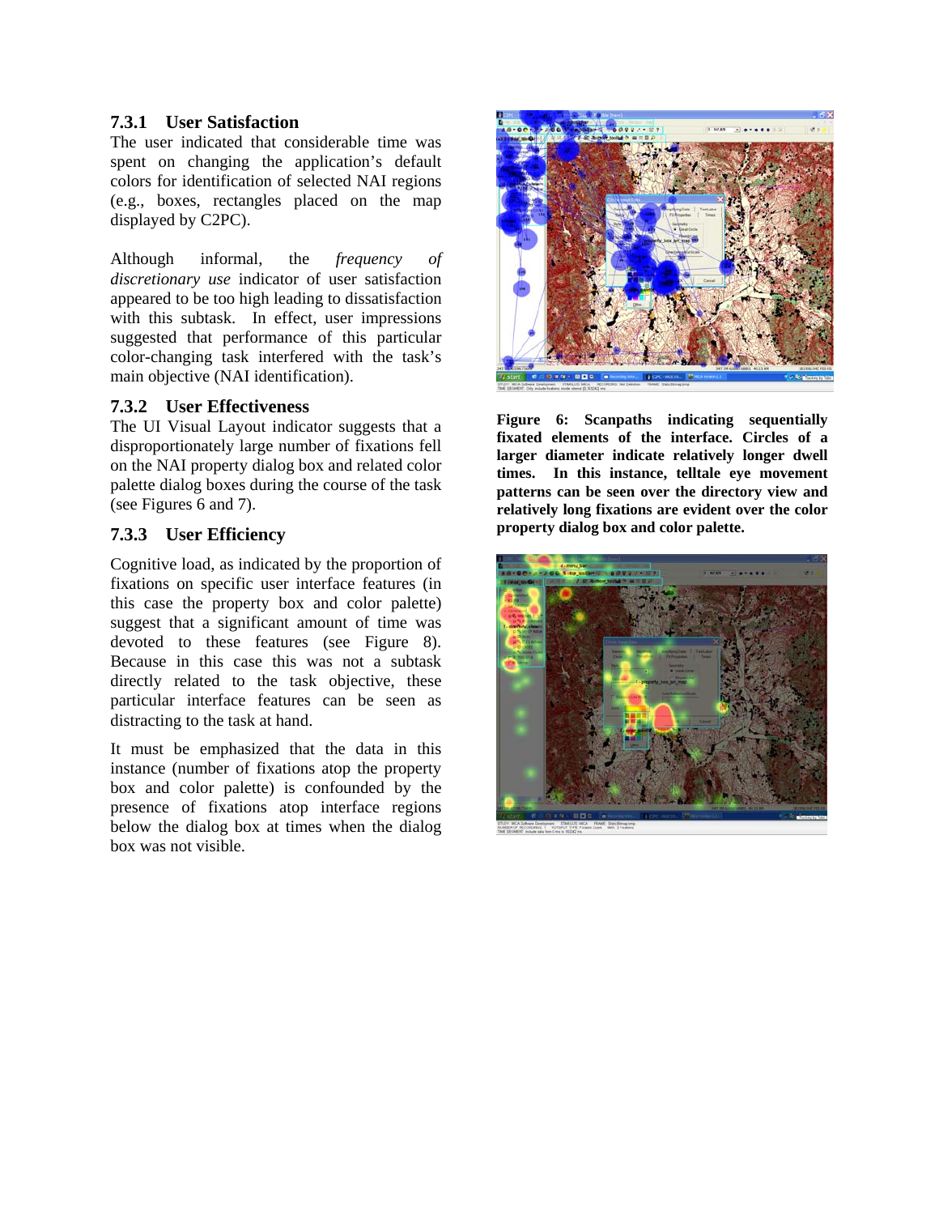### 7.3.1 User Satisfaction

The user indicated that considerable time was spent on changing the application's default colors for identification of selected NAI regions (e.g., boxes, rectangles placed on the map displayed by C2PC).

Although informal, the *frequency of discretionary use* indicator of user satisfaction appeared to be too high leading to dissatisfaction with this subtask. In effect, user impressions suggested that performance of this particular color-changing task interfered with the task's main objective (NAI identification).

### 7.3.2 User Effectiveness

The UI Visual Layout indicator suggests that a disproportionately large number of fixations fell on the NAI property dialog box and related color palette dialog boxes during the course of the task (see Figures 6 and 7).

### 7.3.3 User Efficiency

Cognitive load, as indicated by the proportion of fixations on specific user interface features (in this case the property box and color palette) suggest that a significant amount of time was devoted to these features (see Figure 8). Because in this case this was not a subtask directly related to the task objective, these particular interface features can be seen as distracting to the task at hand.

It must be emphasized that the data in this instance (number of fixations atop the property box and color palette) is confounded by the presence of fixations atop interface regions below the dialog box at times when the dialog box was not visible.

**Figure 6: Scanpaths indicating sequentially fixated elements of the interface. Circles of a larger diameter indicate relatively longer dwell times. In this instance, telltale eye movement patterns can be seen over the directory view and relatively long fixations are evident over the color property dialog box and color palette.**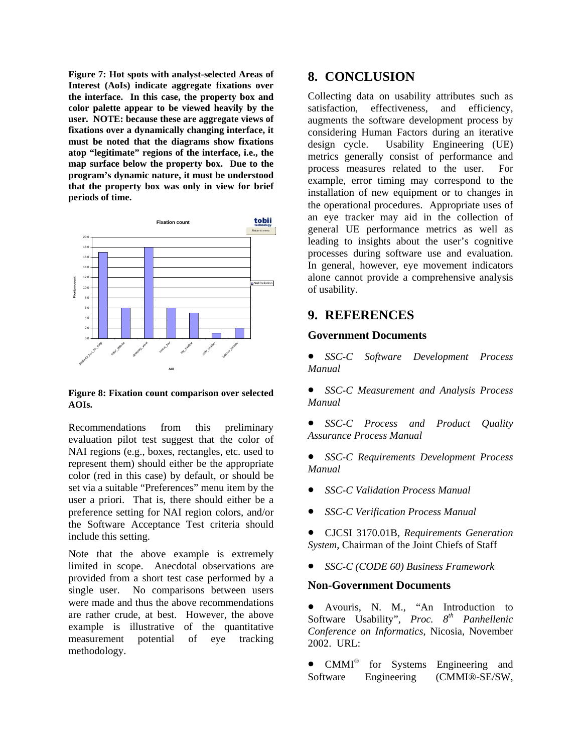**Figure 7: Hot spots with analyst-selected Areas of Interest (AoIs) indicate aggregate fixations over the interface. In this case, the property box and color palette appear to be viewed heavily by the user. NOTE: because these are aggregate views of fixations over a dynamically changing interface, it must be noted that the diagrams show fixations atop "legitimate" regions of the interface, i.e., the map surface below the property box. Due to the program's dynamic nature, it must be understood that the property box was only in view for brief periods of time.**

**Figure 8: Fixation count comparison over selected AOIs.**

Recommendations from this preliminary evaluation pilot test suggest that the color of NAI regions (e.g., boxes, rectangles, etc. used to represent them) should either be the appropriate color (red in this case) by default, or should be set via a suitable "Preferences" menu item by the user a priori. That is, there should either be a preference setting for NAI region colors, and/or the Software Acceptance Test criteria should include this setting.

Note that the above example is extremely limited in scope. Anecdotal observations are provided from a short test case performed by a single user. No comparisons between users were made and thus the above recommendations are rather crude, at best. However, the above example is illustrative of the quantitative measurement potential of eye tracking methodology.

# 8. CONCLUSION

Collecting data on usability attributes such as satisfaction, effectiveness, and efficiency, augments the software development process by considering Human Factors during an iterative design cycle. Usability Engineering (UE) metrics generally consist of performance and process measures related to the user. For example, error timing may correspond to the installation of new equipment or to changes in the operational procedures. Appropriate uses of an eye tracker may aid in the collection of general UE performance metrics as well as leading to insights about the user's cognitive processes during software use and evaluation. In general, however, eye movement indicators alone cannot provide a comprehensive analysis of usability.

# 9. REFERENCES

### Government Documents

- *SSC-C Software Development Process Manual*
- *SSC-C Measurement and Analysis Process Manual*
- *SSC-C Process and Product Quality Assurance Process Manual*
- *SSC-C Requirements Development Process Manual*
- *SSC-C Validation Process Manual*
- *SSC-C Verification Process Manual*
- CJCSI 3170.01B, *Requirements Generation System*, Chairman of the Joint Chiefs of Staff
- *SSC-C (CODE 60) Business Framework*

### Non-Government Documents

- Avouris, N. M., "An Introduction to Software Usability", *Proc. 8th Panhellenic Conference on Informatics*, Nicosia, November 2002. URL:
- CMMI® for Systems Engineering and Software Engineering (CMMI®-SE/SW,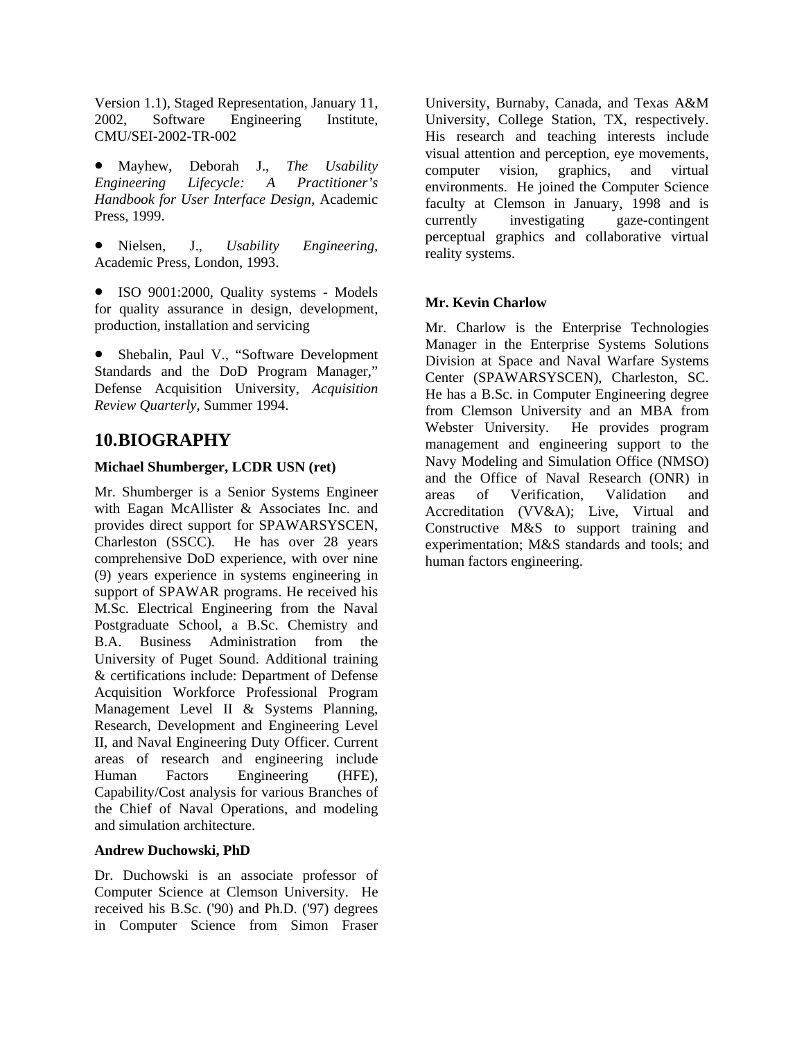Version 1.1), Staged Representation, January 11, 2002, Software Engineering Institute, CMU/SEI-2002-TR-002

- Mayhew, Deborah J., *The Usability Engineering Lifecycle: A Practitioner's Handbook for User Interface Design*, Academic Press, 1999.

- Nielsen, J., *Usability Engineering*, Academic Press, London, 1993.

- ISO 9001:2000, Quality systems - Models for quality assurance in design, development, production, installation and servicing

- Shebalin, Paul V., "Software Development Standards and the DoD Program Manager," Defense Acquisition University, *Acquisition Review Quarterly*, Summer 1994.

## 10.BIOGRAPHY

**Michael Shumberger, LCDR USN (ret)**

Mr. Shumberger is a Senior Systems Engineer with Eagan McAllister & Associates Inc. and provides direct support for SPAWARSYSCEN, Charleston (SSCC). He has over 28 years comprehensive DoD experience, with over nine (9) years experience in systems engineering in support of SPAWAR programs. He received his M.Sc. Electrical Engineering from the Naval Postgraduate School, a B.Sc. Chemistry and B.A. Business Administration from the University of Puget Sound. Additional training & certifications include: Department of Defense Acquisition Workforce Professional Program Management Level II & Systems Planning, Research, Development and Engineering Level II, and Naval Engineering Duty Officer. Current areas of research and engineering include Human Factors Engineering (HFE), Capability/Cost analysis for various Branches of the Chief of Naval Operations, and modeling and simulation architecture.

**Andrew Duchowski, PhD**

Dr. Duchowski is an associate professor of Computer Science at Clemson University. He received his B.Sc. ('90) and Ph.D. ('97) degrees in Computer Science from Simon Fraser University, Burnaby, Canada, and Texas A&M University, College Station, TX, respectively. His research and teaching interests include visual attention and perception, eye movements, computer vision, graphics, and virtual environments. He joined the Computer Science faculty at Clemson in January, 1998 and is currently investigating gaze-contingent perceptual graphics and collaborative virtual reality systems.

**Mr. Kevin Charlow**

Mr. Charlow is the Enterprise Technologies Manager in the Enterprise Systems Solutions Division at Space and Naval Warfare Systems Center (SPAWARSYSCEN), Charleston, SC. He has a B.Sc. in Computer Engineering degree from Clemson University and an MBA from Webster University. He provides program management and engineering support to the Navy Modeling and Simulation Office (NMSO) and the Office of Naval Research (ONR) in areas of Verification, Validation and Accreditation (VV&A); Live, Virtual and Constructive M&S to support training and experimentation; M&S standards and tools; and human factors engineering.